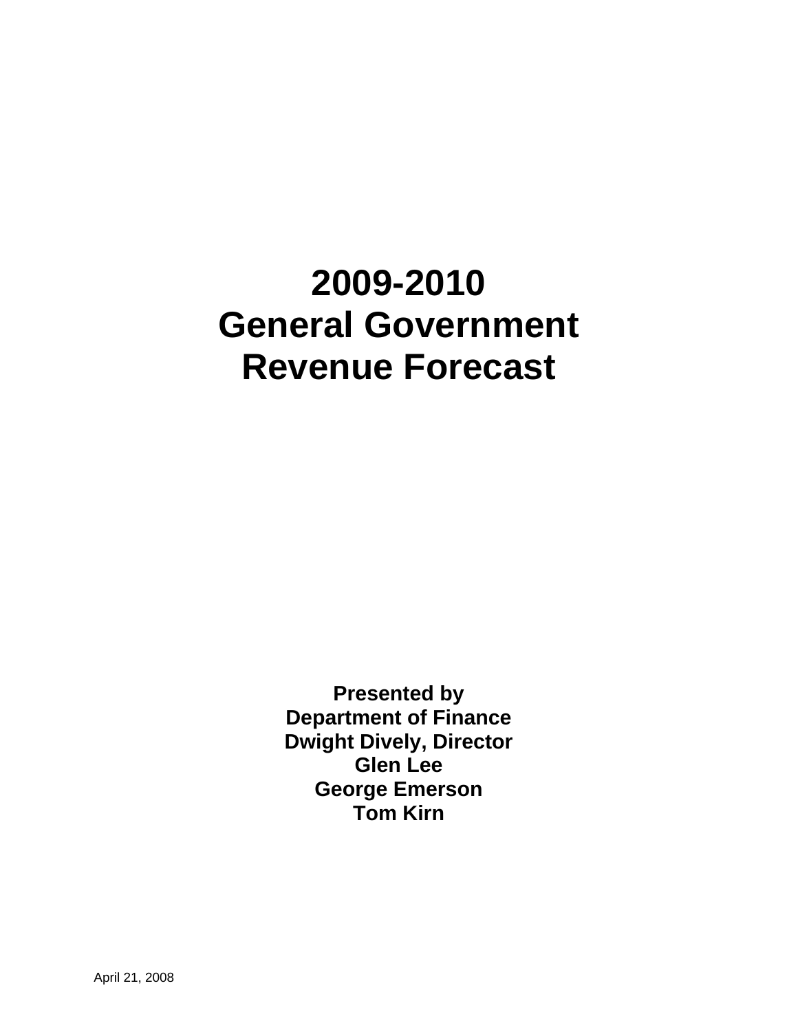# 2009-2010
# General Government
# Revenue Forecast

**Presented by**
**Department of Finance**
**Dwight Dively, Director**
**Glen Lee**
**George Emerson**
**Tom Kirn**

April 21, 2008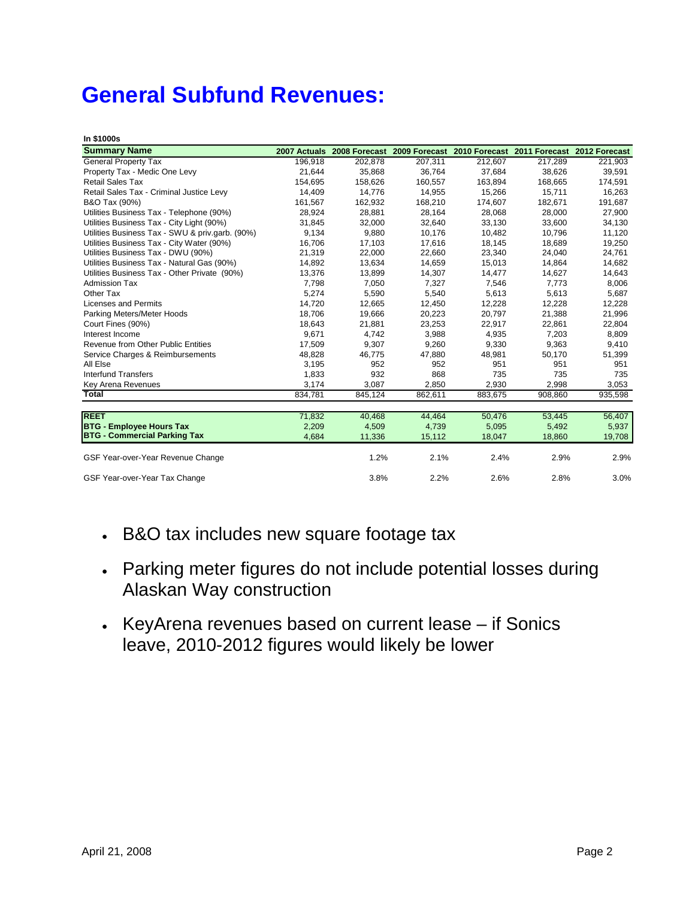# General Subfund Revenues:

**In $1000s**

| Summary Name | 2007 Actuals | 2008 Forecast | 2009 Forecast | 2010 Forecast | 2011 Forecast | 2012 Forecast |
|---|---|---|---|---|---|---|
| General Property Tax | 196,918 | 202,878 | 207,311 | 212,607 | 217,289 | 221,903 |
| Property Tax - Medic One Levy | 21,644 | 35,868 | 36,764 | 37,684 | 38,626 | 39,591 |
| Retail Sales Tax | 154,695 | 158,626 | 160,557 | 163,894 | 168,665 | 174,591 |
| Retail Sales Tax - Criminal Justice Levy | 14,409 | 14,776 | 14,955 | 15,266 | 15,711 | 16,263 |
| B&O Tax (90%) | 161,567 | 162,932 | 168,210 | 174,607 | 182,671 | 191,687 |
| Utilities Business Tax - Telephone (90%) | 28,924 | 28,881 | 28,164 | 28,068 | 28,000 | 27,900 |
| Utilities Business Tax - City Light (90%) | 31,845 | 32,000 | 32,640 | 33,130 | 33,600 | 34,130 |
| Utilities Business Tax - SWU & priv.garb. (90%) | 9,134 | 9,880 | 10,176 | 10,482 | 10,796 | 11,120 |
| Utilities Business Tax - City Water (90%) | 16,706 | 17,103 | 17,616 | 18,145 | 18,689 | 19,250 |
| Utilities Business Tax - DWU (90%) | 21,319 | 22,000 | 22,660 | 23,340 | 24,040 | 24,761 |
| Utilities Business Tax - Natural Gas (90%) | 14,892 | 13,634 | 14,659 | 15,013 | 14,864 | 14,682 |
| Utilities Business Tax - Other Private (90%) | 13,376 | 13,899 | 14,307 | 14,477 | 14,627 | 14,643 |
| Admission Tax | 7,798 | 7,050 | 7,327 | 7,546 | 7,773 | 8,006 |
| Other Tax | 5,274 | 5,590 | 5,540 | 5,613 | 5,613 | 5,687 |
| Licenses and Permits | 14,720 | 12,665 | 12,450 | 12,228 | 12,228 | 12,228 |
| Parking Meters/Meter Hoods | 18,706 | 19,666 | 20,223 | 20,797 | 21,388 | 21,996 |
| Court Fines (90%) | 18,643 | 21,881 | 23,253 | 22,917 | 22,861 | 22,804 |
| Interest Income | 9,671 | 4,742 | 3,988 | 4,935 | 7,203 | 8,809 |
| Revenue from Other Public Entities | 17,509 | 9,307 | 9,260 | 9,330 | 9,363 | 9,410 |
| Service Charges & Reimbursements | 48,828 | 46,775 | 47,880 | 48,981 | 50,170 | 51,399 |
| All Else | 3,195 | 952 | 952 | 951 | 951 | 951 |
| Interfund Transfers | 1,833 | 932 | 868 | 735 | 735 | 735 |
| Key Arena Revenues | 3,174 | 3,087 | 2,850 | 2,930 | 2,998 | 3,053 |
| **Total** | 834,781 | 845,124 | 862,611 | 883,675 | 908,860 | 935,598 |
| | | | | | | |
| **REET** | 71,832 | 40,468 | 44,464 | 50,476 | 53,445 | 56,407 |
| **BTG - Employee Hours Tax** | 2,209 | 4,509 | 4,739 | 5,095 | 5,492 | 5,937 |
| **BTG - Commercial Parking Tax** | 4,684 | 11,336 | 15,112 | 18,047 | 18,860 | 19,708 |
| | | | | | | |
| GSF Year-over-Year Revenue Change | | 1.2% | 2.1% | 2.4% | 2.9% | 2.9% |
| GSF Year-over-Year Tax Change | | 3.8% | 2.2% | 2.6% | 2.8% | 3.0% |

- B&O tax includes new square footage tax
- Parking meter figures do not include potential losses during Alaskan Way construction
- KeyArena revenues based on current lease – if Sonics leave, 2010-2012 figures would likely be lower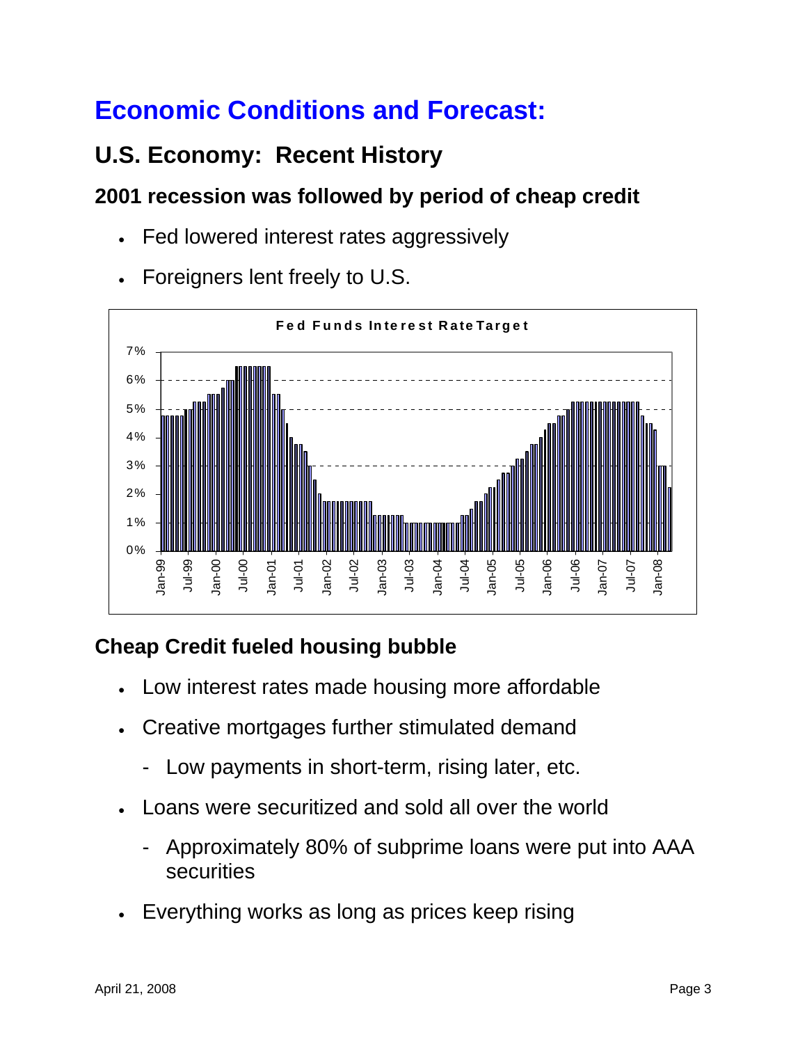# Economic Conditions and Forecast:

## U.S. Economy: Recent History

### 2001 recession was followed by period of cheap credit

- Fed lowered interest rates aggressively
- Foreigners lent freely to U.S.

Fed Funds Interest Rate Target

7%
6%
5%
4%
3%
2%
1%
0%

Jan-99 Jul-99 Jan-00 Jul-00 Jan-01 Jul-01 Jan-02 Jul-02 Jan-03 Jul-03 Jan-04 Jul-04 Jan-05 Jul-05 Jan-06 Jul-06 Jan-07 Jul-07 Jan-08

### Cheap Credit fueled housing bubble

- Low interest rates made housing more affordable
- Creative mortgages further stimulated demand
  - Low payments in short-term, rising later, etc.
- Loans were securitized and sold all over the world
  - Approximately 80% of subprime loans were put into AAA securities
- Everything works as long as prices keep rising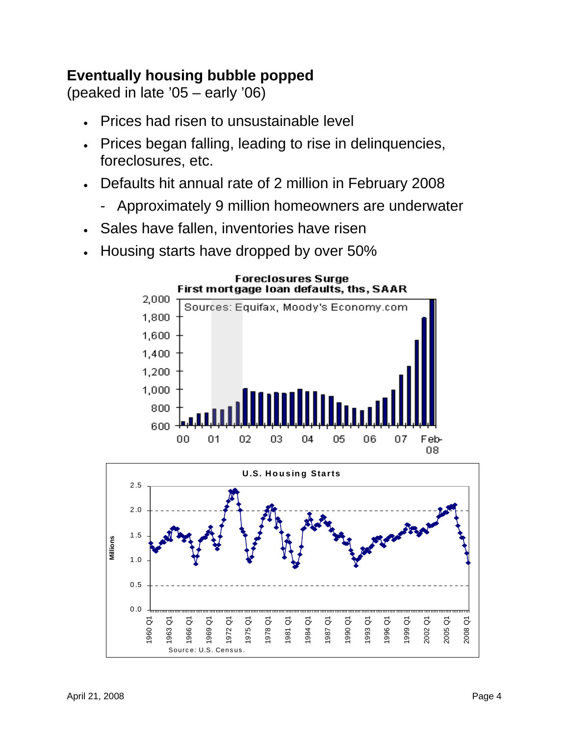## Eventually housing bubble popped

(peaked in late '05 – early '06)

- Prices had risen to unsustainable level
- Prices began falling, leading to rise in delinquencies, foreclosures, etc.
- Defaults hit annual rate of 2 million in February 2008
  - Approximately 9 million homeowners are underwater
- Sales have fallen, inventories have risen
- Housing starts have dropped by over 50%

Foreclosures Surge
First mortgage loan defaults, ths, SAAR
Sources: Equifax, Moody's Economy.com
2,000
1,800
1,600
1,400
1,200
1,000
800
600
00 01 02 03 04 05 06 07 Feb-08

U.S. Housing Starts
Millions
2.5
2.0
1.5
1.0
0.5
0.0
1960 Q1 1963 Q1 1966 Q1 1969 Q1 1972 Q1 1975 Q1 1978 Q1 1981 Q1 1984 Q1 1987 Q1 1990 Q1 1993 Q1 1996 Q1 1999 Q1 2002 Q1 2005 Q1 2008 Q1
Source: U.S. Census.

April 21, 2008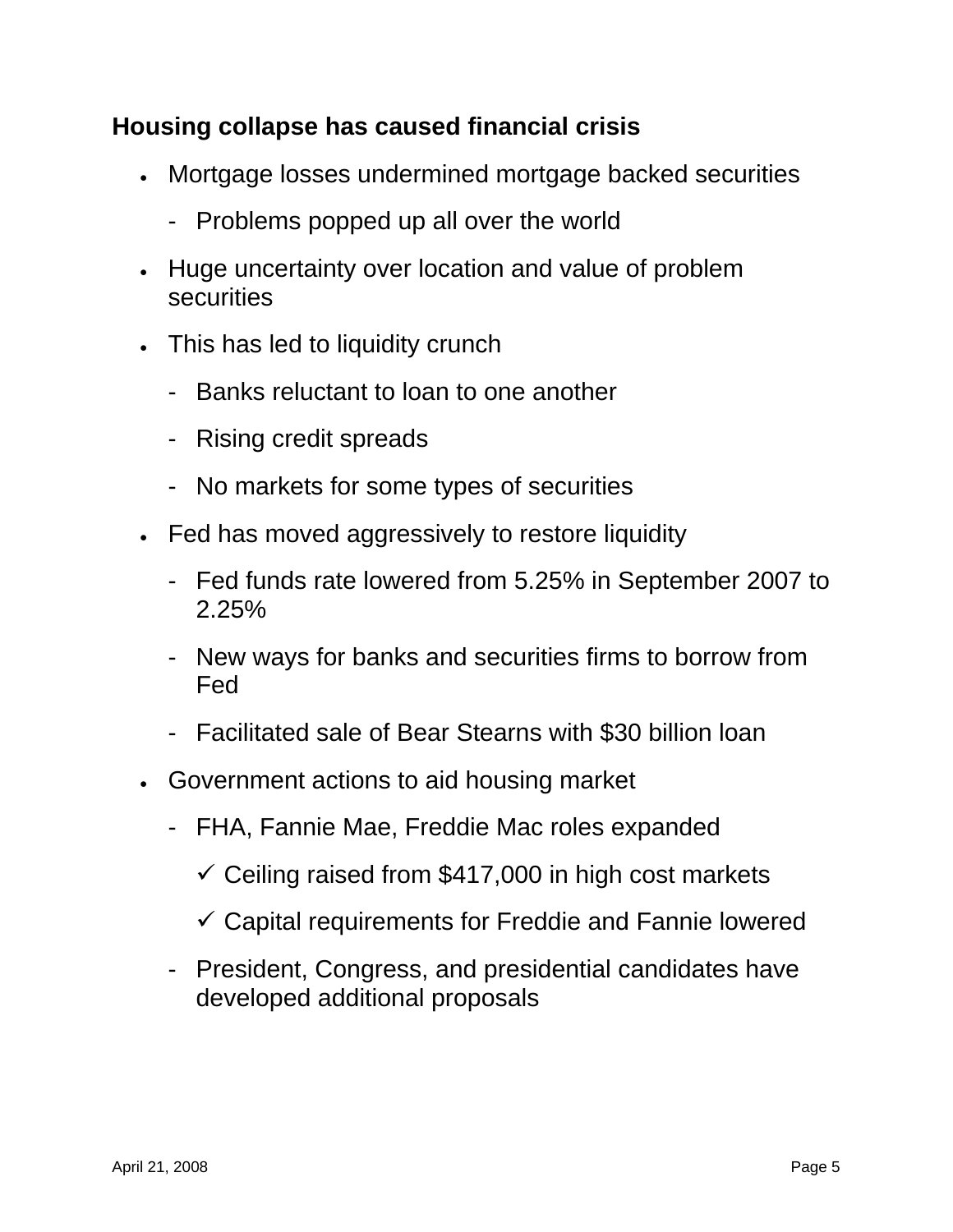**Housing collapse has caused financial crisis**

- Mortgage losses undermined mortgage backed securities
  - Problems popped up all over the world
- Huge uncertainty over location and value of problem securities
- This has led to liquidity crunch
  - Banks reluctant to loan to one another
  - Rising credit spreads
  - No markets for some types of securities
- Fed has moved aggressively to restore liquidity
  - Fed funds rate lowered from 5.25% in September 2007 to 2.25%
  - New ways for banks and securities firms to borrow from Fed
  - Facilitated sale of Bear Stearns with $30 billion loan
- Government actions to aid housing market
  - FHA, Fannie Mae, Freddie Mac roles expanded
    - ✓ Ceiling raised from $417,000 in high cost markets
    - ✓ Capital requirements for Freddie and Fannie lowered
  - President, Congress, and presidential candidates have developed additional proposals

April 21, 2008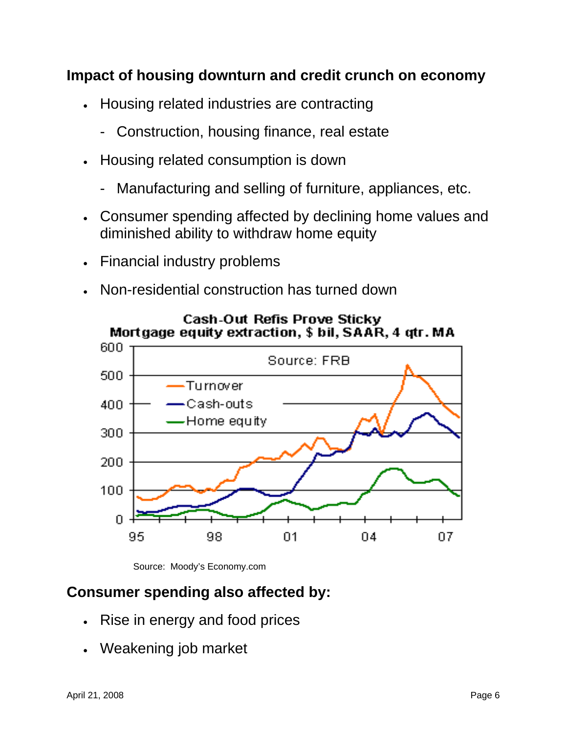## Impact of housing downturn and credit crunch on economy

- Housing related industries are contracting
  - Construction, housing finance, real estate
- Housing related consumption is down
  - Manufacturing and selling of furniture, appliances, etc.
- Consumer spending affected by declining home values and diminished ability to withdraw home equity
- Financial industry problems
- Non-residential construction has turned down

Cash-Out Refis Prove Sticky
Mortgage equity extraction, $ bil, SAAR, 4 qtr. MA

Source: FRB

Turnover
Cash-outs
Home equity

600
500
400
300
200
100
0

95
98
01
04
07

Source: Moody's Economy.com

## Consumer spending also affected by:

- Rise in energy and food prices
- Weakening job market

April 21, 2008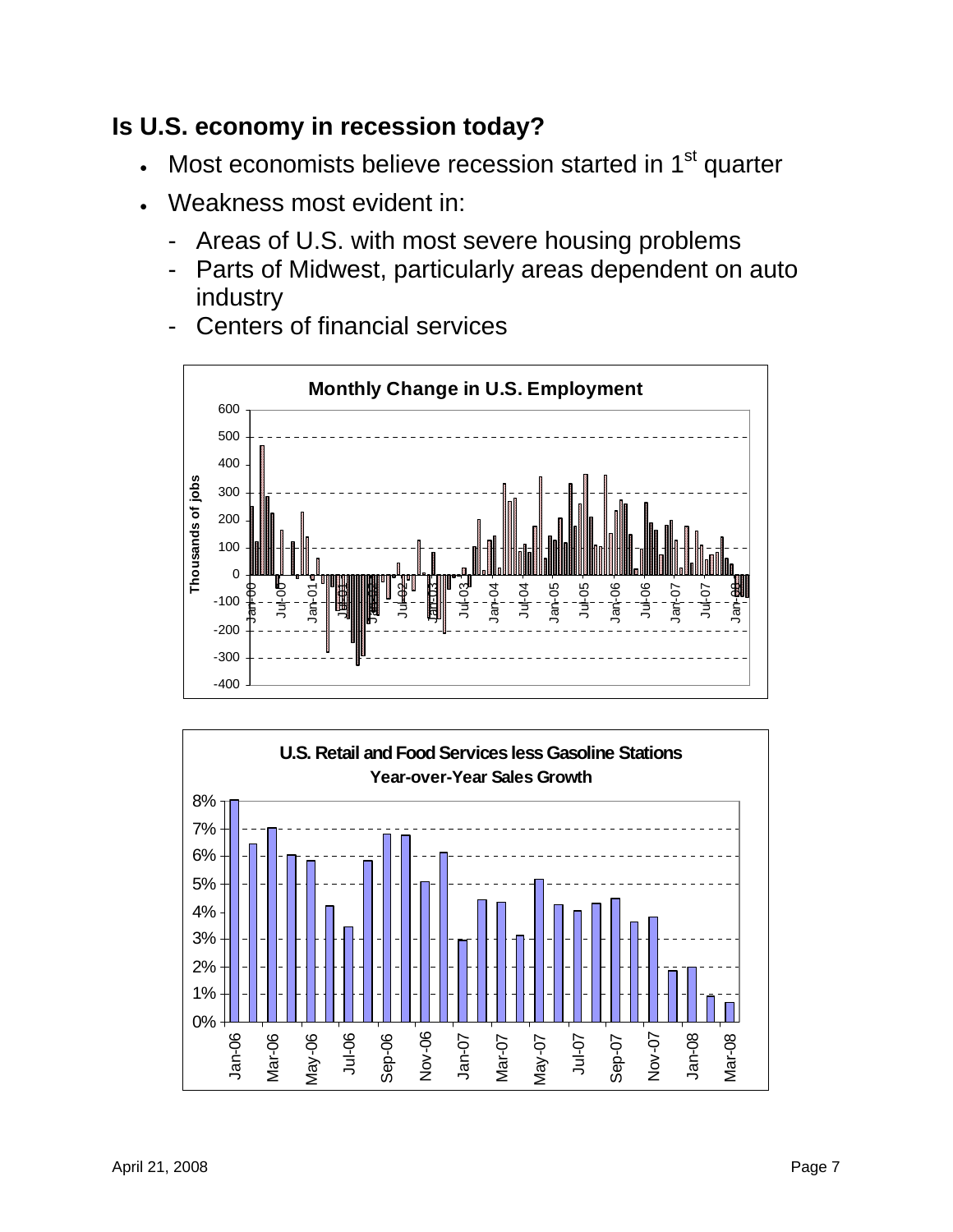## Is U.S. economy in recession today?

- Most economists believe recession started in 1st quarter
- Weakness most evident in:
  - Areas of U.S. with most severe housing problems
  - Parts of Midwest, particularly areas dependent on auto industry
  - Centers of financial services

**Monthly Change in U.S. Employment**

**U.S. Retail and Food Services less Gasoline Stations Year-over-Year Sales Growth**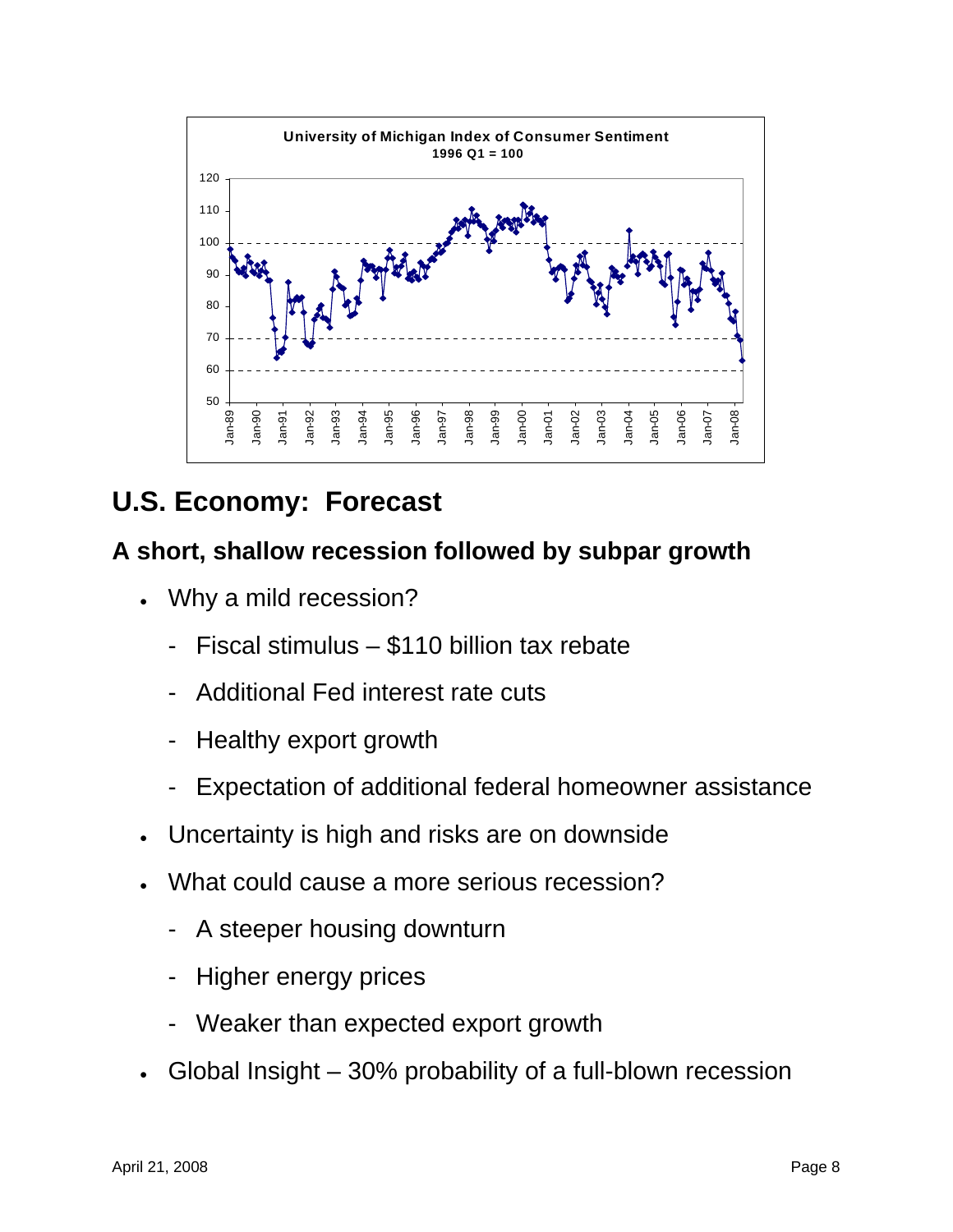University of Michigan Index of Consumer Sentiment
1996 Q1 = 100

120
110
100
90
80
70
60
50

Jan-89 Jan-90 Jan-91 Jan-92 Jan-93 Jan-94 Jan-95 Jan-96 Jan-97 Jan-98 Jan-99 Jan-00 Jan-01 Jan-02 Jan-03 Jan-04 Jan-05 Jan-06 Jan-07 Jan-08

## U.S. Economy: Forecast

### A short, shallow recession followed by subpar growth

- Why a mild recession?
  - Fiscal stimulus – $110 billion tax rebate
  - Additional Fed interest rate cuts
  - Healthy export growth
  - Expectation of additional federal homeowner assistance
- Uncertainty is high and risks are on downside
- What could cause a more serious recession?
  - A steeper housing downturn
  - Higher energy prices
  - Weaker than expected export growth
- Global Insight – 30% probability of a full-blown recession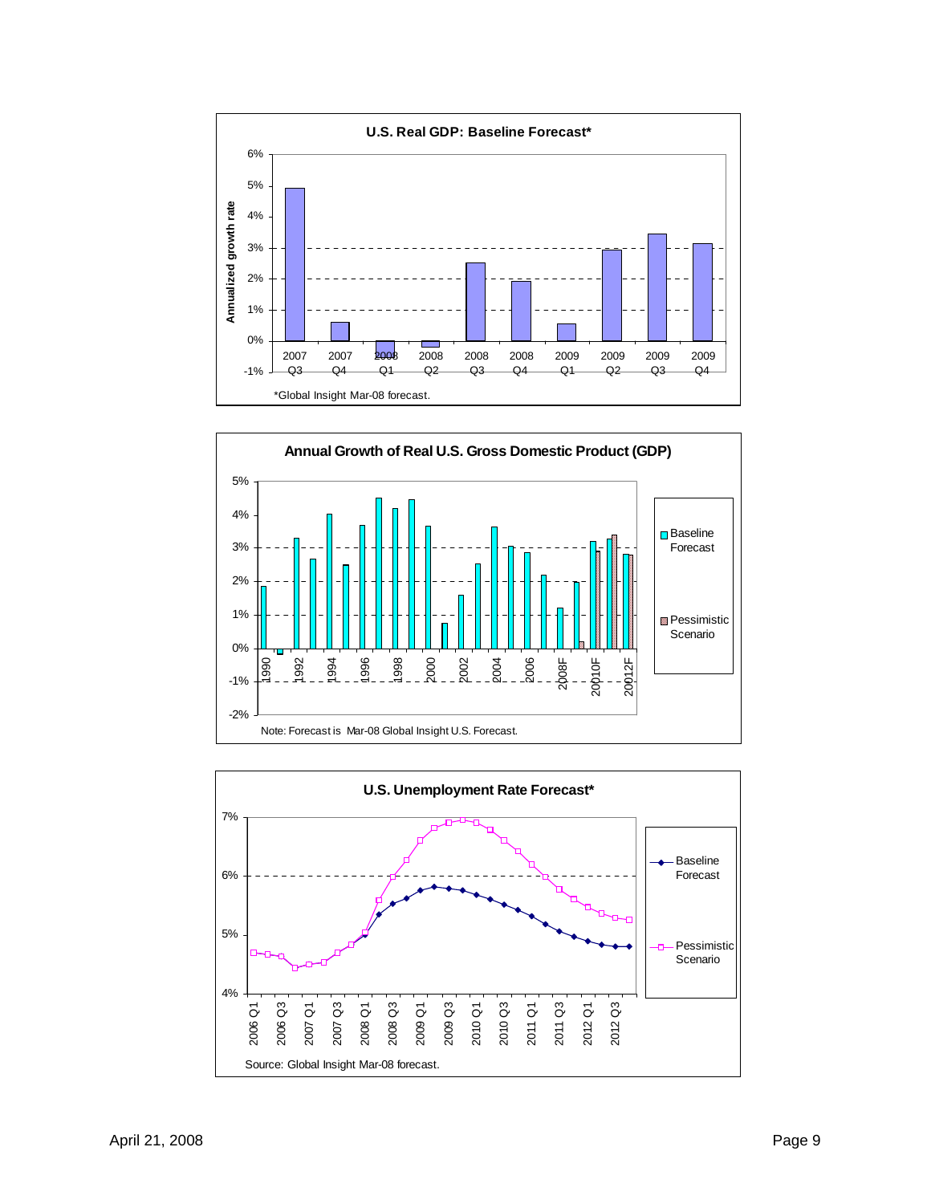**U.S. Real GDP: Baseline Forecast***

Annualized growth rate

6%
5%
4%
3%
2%
1%
0%
-1%

2007 Q3
2007 Q4
2008 Q1
2008 Q2
2008 Q3
2008 Q4
2009 Q1
2009 Q2
2009 Q3
2009 Q4

*Global Insight Mar-08 forecast.

**Annual Growth of Real U.S. Gross Domestic Product (GDP)**

5%
4%
3%
2%
1%
0%
-1%
-2%

1990
1992
1994
1996
1998
2000
2002
2004
2006
2008F
20010F
20012F

Baseline Forecast

Pessimistic Scenario

Note: Forecast is Mar-08 Global Insight U.S. Forecast.

**U.S. Unemployment Rate Forecast***

7%
6%
5%
4%

2006 Q1
2006 Q3
2007 Q1
2007 Q3
2008 Q1
2008 Q3
2009 Q1
2009 Q3
2010 Q1
2010 Q3
2011 Q1
2011 Q3
2012 Q1
2012 Q3

Baseline Forecast

Pessimistic Scenario

Source: Global Insight Mar-08 forecast.

April 21, 2008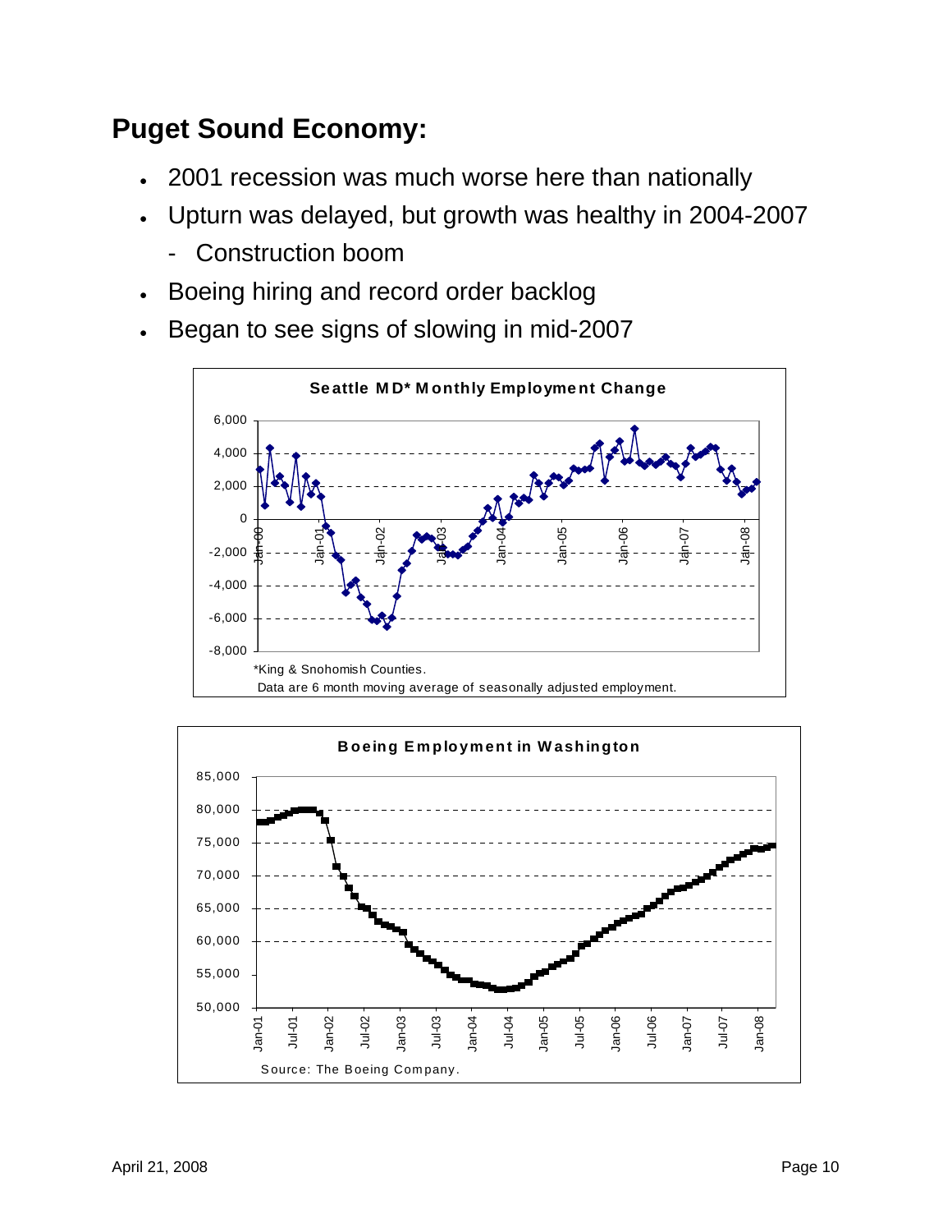## Puget Sound Economy:

- 2001 recession was much worse here than nationally
- Upturn was delayed, but growth was healthy in 2004-2007
  - Construction boom
- Boeing hiring and record order backlog
- Began to see signs of slowing in mid-2007

**Seattle MD* Monthly Employment Change**

6,000
4,000
2,000
0
-2,000
-4,000
-6,000
-8,000

Jan-00, Jan-01, Jan-02, Jan-03, Jan-04, Jan-05, Jan-06, Jan-07, Jan-08

*King & Snohomish Counties.
Data are 6 month moving average of seasonally adjusted employment.

**Boeing Employment in Washington**

85,000
80,000
75,000
70,000
65,000
60,000
55,000
50,000

Jan-01, Jul-01, Jan-02, Jul-02, Jan-03, Jul-03, Jan-04, Jul-04, Jan-05, Jul-05, Jan-06, Jul-06, Jan-07, Jul-07, Jan-08

Source: The Boeing Company.

April 21, 2008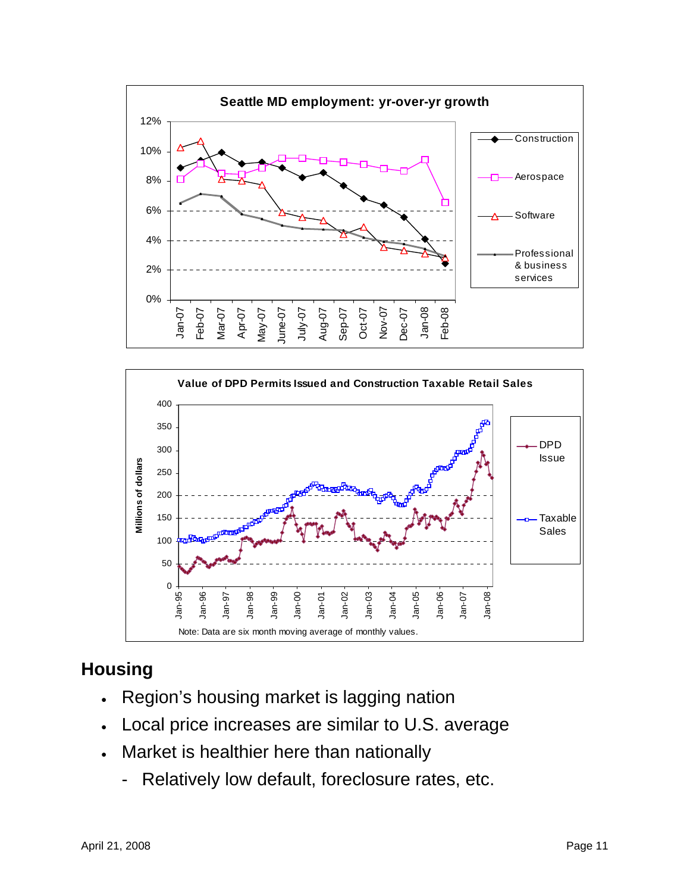Seattle MD employment: yr-over-yr growth

12%
10%
8%
6%
4%
2%
0%

Jan-07 Feb-07 Mar-07 Apr-07 May-07 June-07 July-07 Aug-07 Sep-07 Oct-07 Nov-07 Dec-07 Jan-08 Feb-08

Construction
Aerospace
Software
Professional & business services

Value of DPD Permits Issued and Construction Taxable Retail Sales

Millions of dollars

400
350
300
250
200
150
100
50
0

Jan-95 Jan-96 Jan-97 Jan-98 Jan-99 Jan-00 Jan-01 Jan-02 Jan-03 Jan-04 Jan-05 Jan-06 Jan-07 Jan-08

DPD Issue
Taxable Sales

Note: Data are six month moving average of monthly values.

## Housing

- Region's housing market is lagging nation
- Local price increases are similar to U.S. average
- Market is healthier here than nationally
  - Relatively low default, foreclosure rates, etc.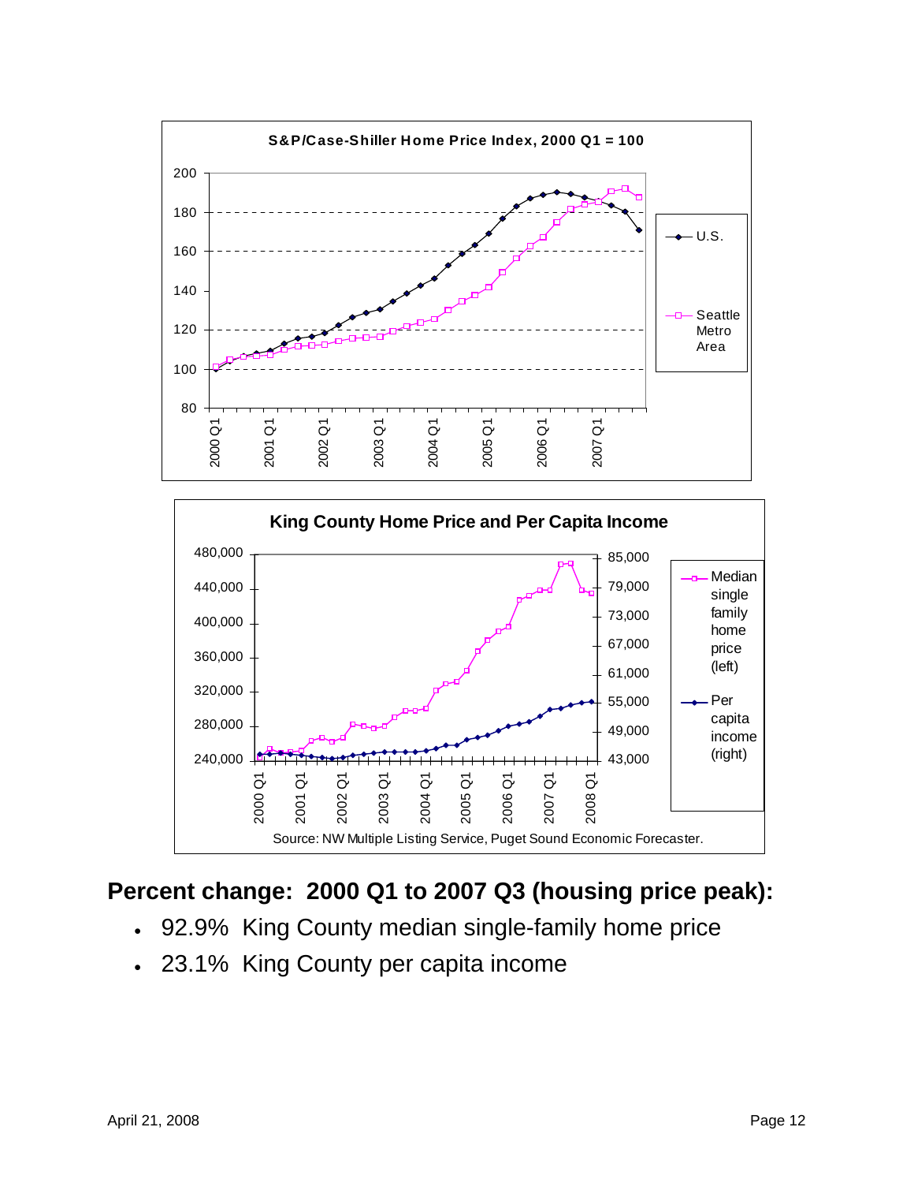S&P/Case-Shiller Home Price Index, 2000 Q1 = 100

200
180
160
140
120
100
80

2000 Q1
2001 Q1
2002 Q1
2003 Q1
2004 Q1
2005 Q1
2006 Q1
2007 Q1

U.S.
Seattle Metro Area

King County Home Price and Per Capita Income

480,000
440,000
400,000
360,000
320,000
280,000
240,000

85,000
79,000
73,000
67,000
61,000
55,000
49,000
43,000

2000 Q1
2001 Q1
2002 Q1
2003 Q1
2004 Q1
2005 Q1
2006 Q1
2007 Q1
2008 Q1

Median single family home price (left)
Per capita income (right)

Source: NW Multiple Listing Service, Puget Sound Economic Forecaster.

**Percent change: 2000 Q1 to 2007 Q3 (housing price peak):**

- 92.9% King County median single-family home price
- 23.1% King County per capita income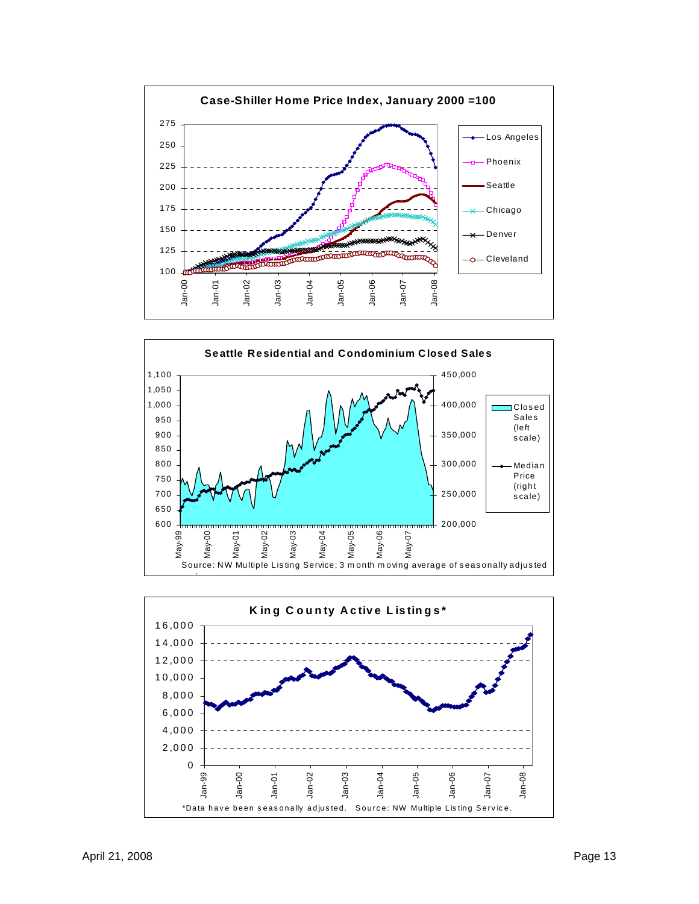**Case-Shiller Home Price Index, January 2000 =100**

275
250
225
200
175
150
125
100

Jan-00
Jan-01
Jan-02
Jan-03
Jan-04
Jan-05
Jan-06
Jan-07
Jan-08

Los Angeles
Phoenix
Seattle
Chicago
Denver
Cleveland

**Seattle Residential and Condominium Closed Sales**

1,100
1,050
1,000
950
900
850
800
750
700
650
600

450,000
400,000
350,000
300,000
250,000
200,000

May-99
May-00
May-01
May-02
May-03
May-04
May-05
May-06
May-07

Closed Sales (left scale)

Median Price (right scale)

Source: NW Multiple Listing Service; 3 month moving average of seasonally adjusted

**King County Active Listings***

16,000
14,000
12,000
10,000
8,000
6,000
4,000
2,000
0

Jan-99
Jan-00
Jan-01
Jan-02
Jan-03
Jan-04
Jan-05
Jan-06
Jan-07
Jan-08

*Data have been seasonally adjusted. Source: NW Multiple Listing Service.

April 21, 2008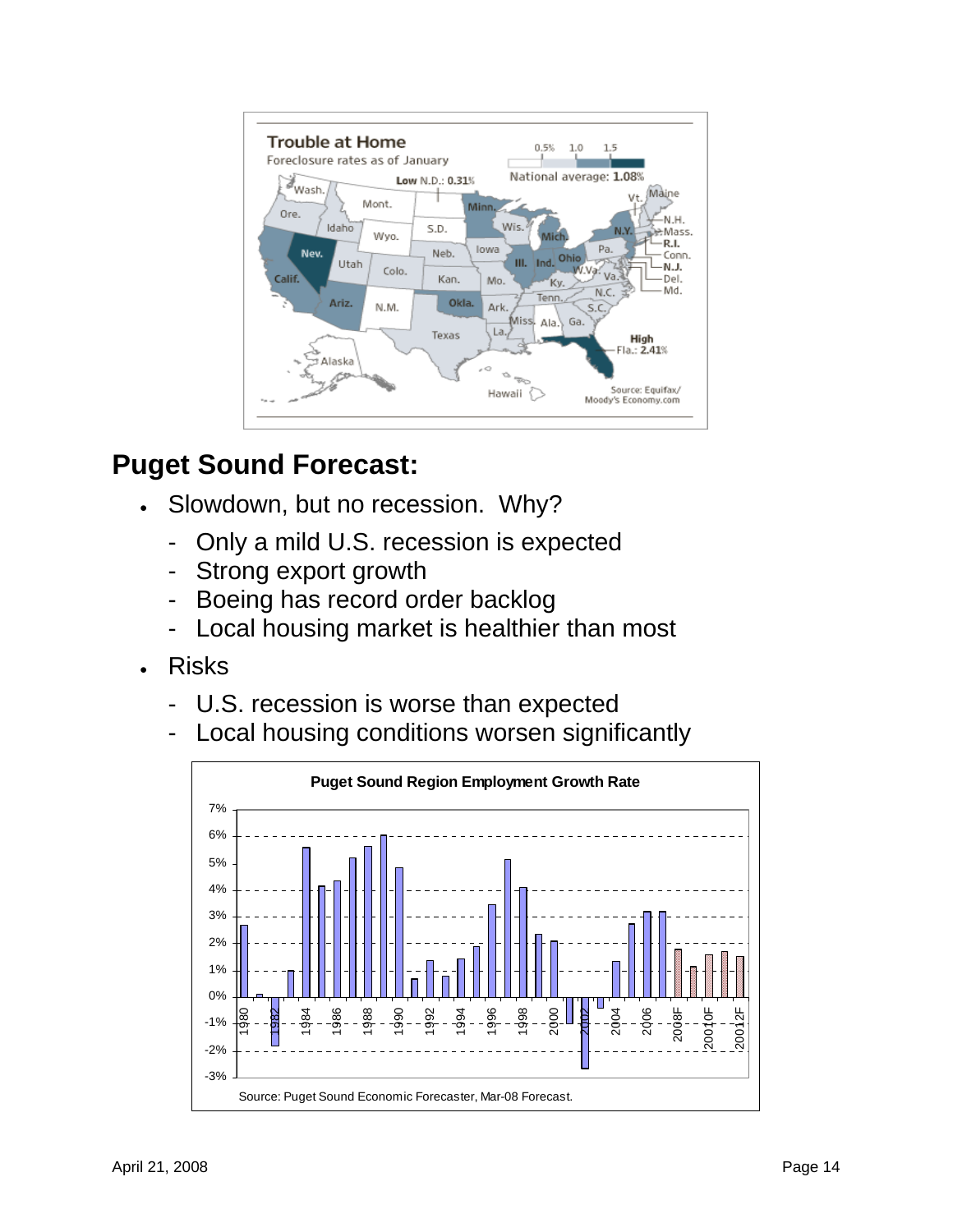Trouble at Home

Foreclosure rates as of January

0.5% 1.0 1.5

National average: 1.08%

Low N.D.: 0.31%

High Fla.: 2.41%

Wash. Ore. Calif. Nev. Idaho Mont. Wyo. Utah Ariz. Colo. N.M. N.D. S.D. Neb. Kan. Okla. Texas Minn. Iowa Mo. Ark. La. Wis. Ill. Mich. Ind. Ohio Ky. Tenn. Miss. Ala. Ga. Fla. S.C. N.C. Va. W.Va. Pa. N.Y. Vt. Maine N.H. Mass. R.I. Conn. N.J. Del. Md. Alaska Hawaii

Source: Equifax/ Moody's Economy.com

## Puget Sound Forecast:

- Slowdown, but no recession. Why?
  - Only a mild U.S. recession is expected
  - Strong export growth
  - Boeing has record order backlog
  - Local housing market is healthier than most
- Risks
  - U.S. recession is worse than expected
  - Local housing conditions worsen significantly

Puget Sound Region Employment Growth Rate

7% 6% 5% 4% 3% 2% 1% 0% -1% -2% -3%

1980 1982 1984 1986 1988 1990 1992 1994 1996 1998 2000 2002 2004 2006 2008F 20010F 20012F

Source: Puget Sound Economic Forecaster, Mar-08 Forecast.

April 21, 2008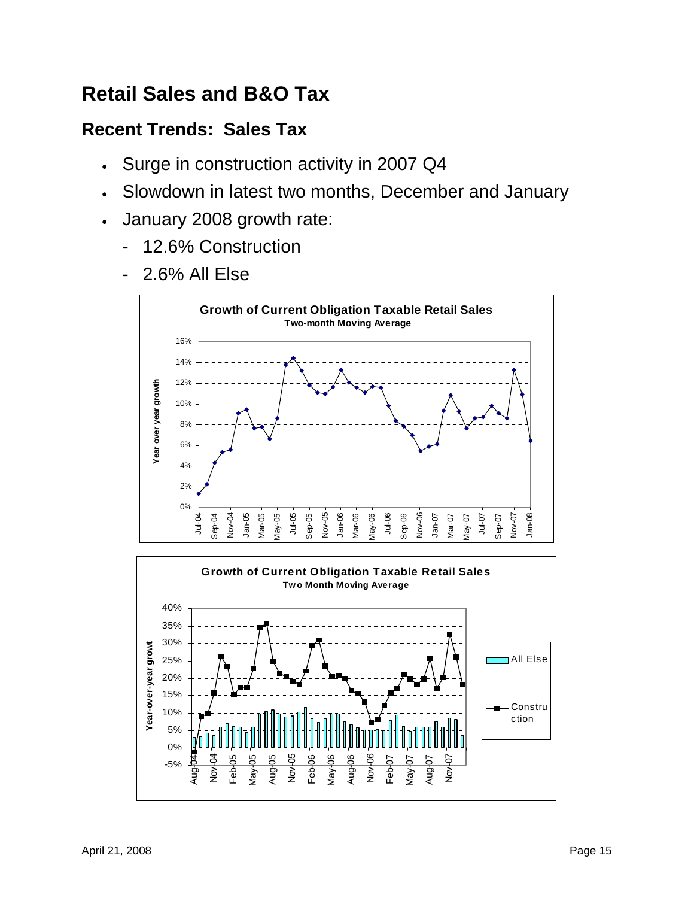# Retail Sales and B&O Tax

## Recent Trends: Sales Tax

- Surge in construction activity in 2007 Q4
- Slowdown in latest two months, December and January
- January 2008 growth rate:
  - 12.6% Construction
  - 2.6% All Else

**Growth of Current Obligation Taxable Retail Sales**
**Two-month Moving Average**

Year over year growth

16%
14%
12%
10%
8%
6%
4%
2%
0%

Jul-04 Sep-04 Nov-04 Jan-05 Mar-05 May-05 Jul-05 Sep-05 Nov-05 Jan-06 Mar-06 May-06 Jul-06 Sep-06 Nov-06 Jan-07 Mar-07 May-07 Jul-07 Sep-07 Nov-07 Jan-08

**Growth of Current Obligation Taxable Retail Sales**
**Two Month Moving Average**

Year-over-year growt

40%
35%
30%
25%
20%
15%
10%
5%
0%
-5%

Aug-04 Nov-04 Feb-05 May-05 Aug-05 Nov-05 Feb-06 May-06 Aug-06 Nov-06 Feb-07 May-07 Aug-07 Nov-07

All Else
Constru ction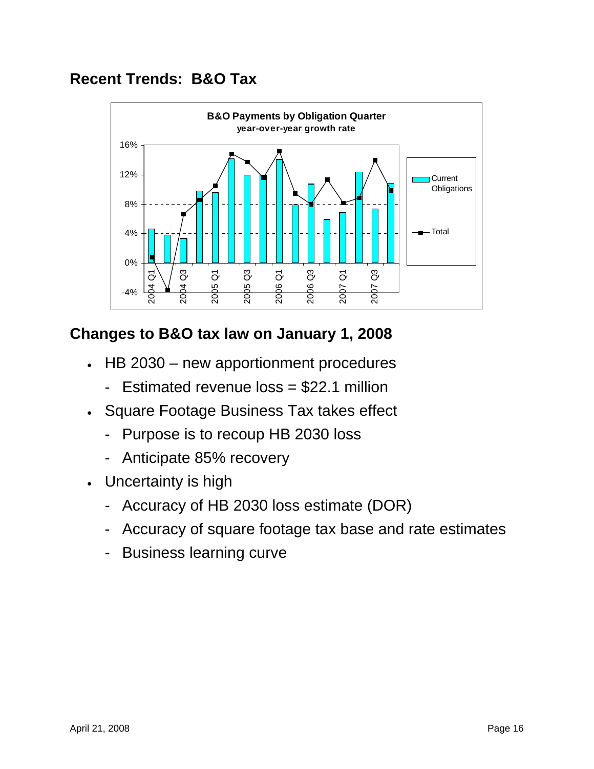## Recent Trends: B&O Tax

**B&O Payments by Obligation Quarter**
**year-over-year growth rate**

16%
12%
8%
4%
0%
-4%

2004 Q1
2004 Q3
2005 Q1
2005 Q3
2006 Q1
2006 Q3
2007 Q1
2007 Q3

Current Obligations
Total

## Changes to B&O tax law on January 1, 2008

- HB 2030 – new apportionment procedures
  - Estimated revenue loss = $22.1 million
- Square Footage Business Tax takes effect
  - Purpose is to recoup HB 2030 loss
  - Anticipate 85% recovery
- Uncertainty is high
  - Accuracy of HB 2030 loss estimate (DOR)
  - Accuracy of square footage tax base and rate estimates
  - Business learning curve

April 21, 2008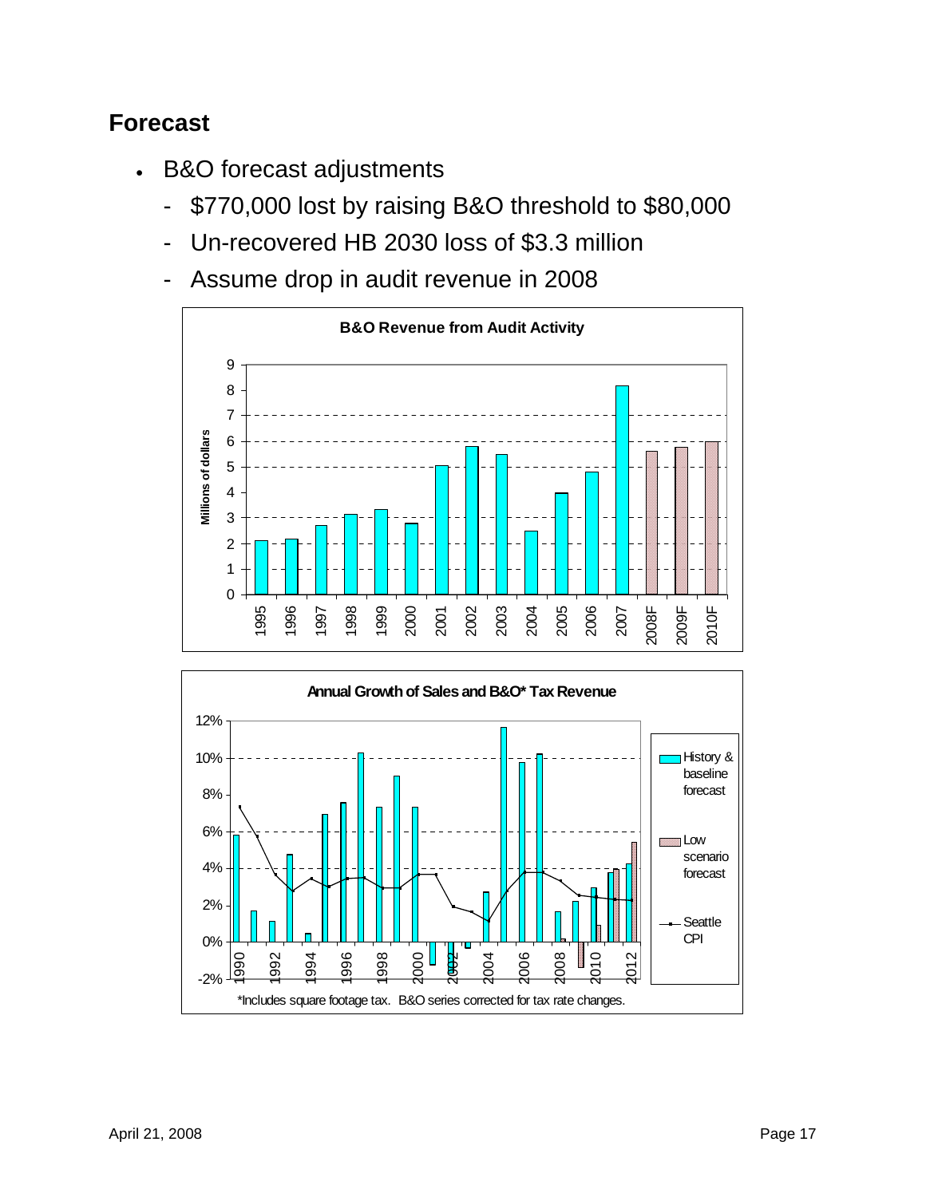## Forecast

- B&O forecast adjustments
  - $770,000 lost by raising B&O threshold to $80,000
  - Un-recovered HB 2030 loss of $3.3 million
  - Assume drop in audit revenue in 2008

**B&O Revenue from Audit Activity**

Millions of dollars

0
1
2
3
4
5
6
7
8
9

1995 1996 1997 1998 1999 2000 2001 2002 2003 2004 2005 2006 2007 2008F 2009F 2010F

**Annual Growth of Sales and B&O* Tax Revenue**

-2%
0%
2%
4%
6%
8%
10%
12%

1990 1992 1994 1996 1998 2000 2002 2004 2006 2008 2010 2012

History & baseline forecast

Low scenario forecast

Seattle CPI

*Includes square footage tax. B&O series corrected for tax rate changes.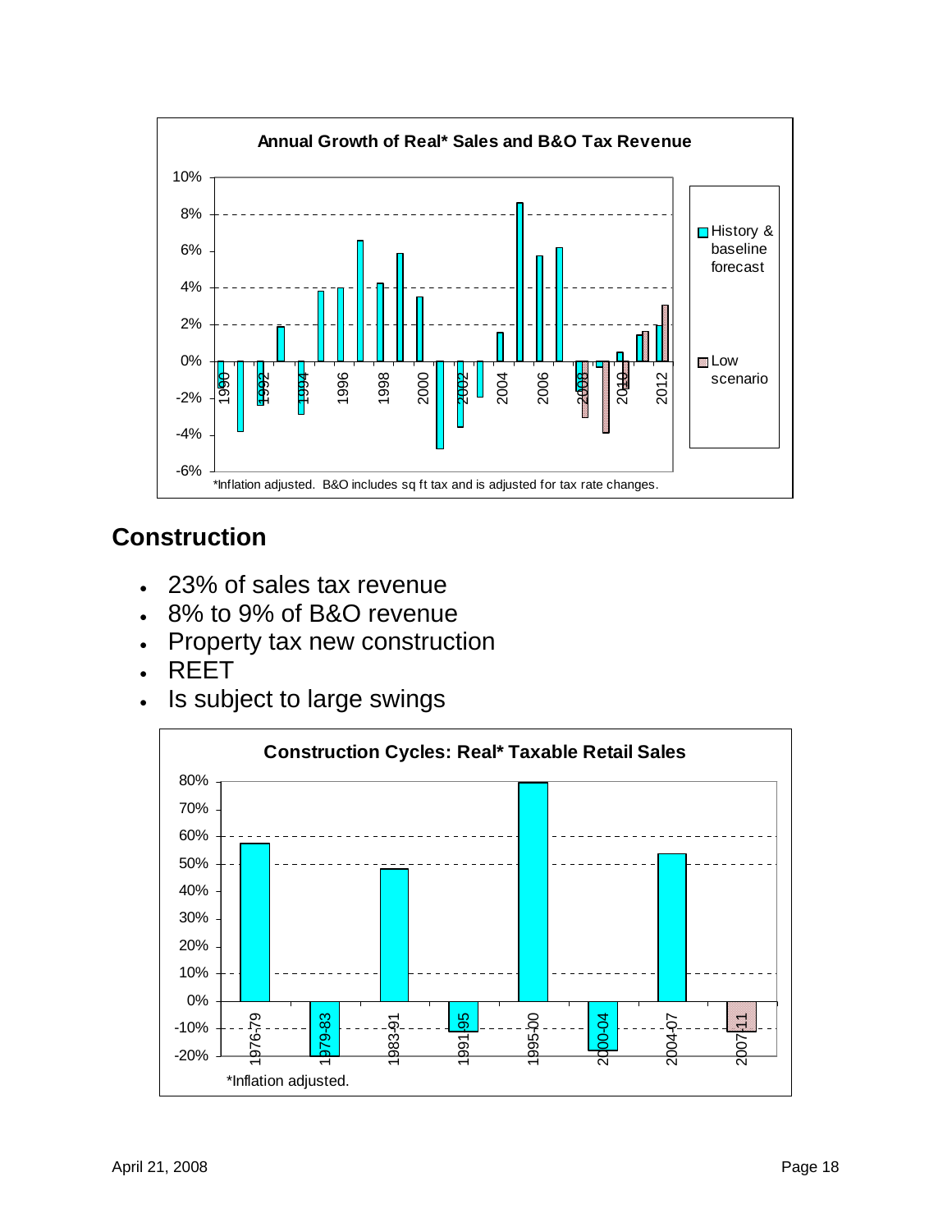**Annual Growth of Real* Sales and B&O Tax Revenue**

10%
8%
6%
4%
2%
0%
-2%
-4%
-6%

1990
1992
1994
1996
1998
2000
2002
2004
2006
2008
2010
2012

History & baseline forecast

Low scenario

*Inflation adjusted. B&O includes sq ft tax and is adjusted for tax rate changes.

## Construction

- 23% of sales tax revenue
- 8% to 9% of B&O revenue
- Property tax new construction
- REET
- Is subject to large swings

**Construction Cycles: Real* Taxable Retail Sales**

80%
70%
60%
50%
40%
30%
20%
10%
0%
-10%
-20%

1976-79
1979-83
1983-91
1991-95
1995-00
2000-04
2004-07
2007-11

*Inflation adjusted.

April 21, 2008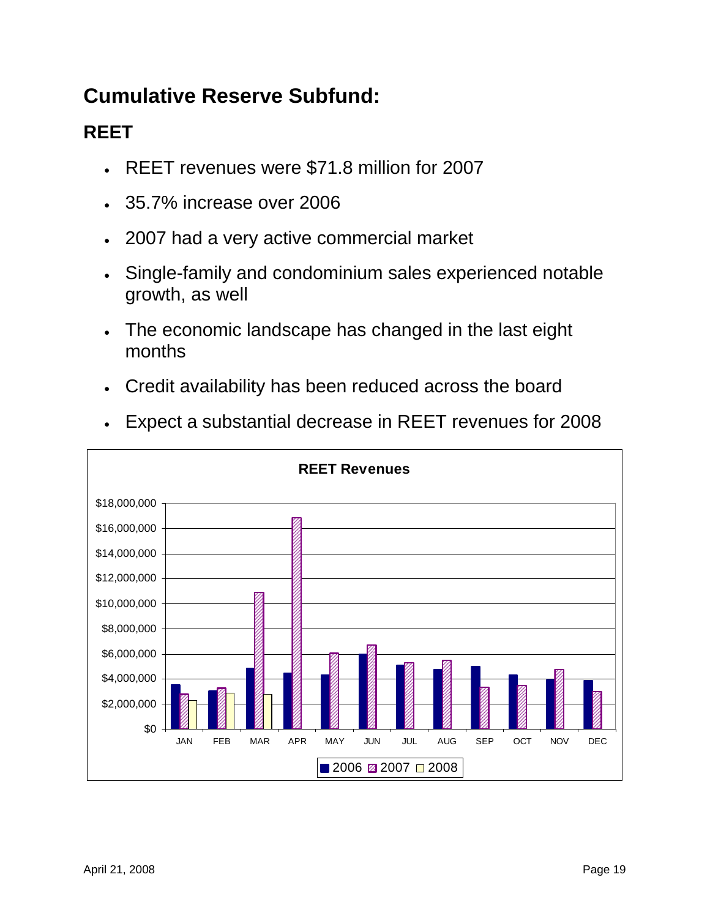# Cumulative Reserve Subfund:

## REET

- REET revenues were $71.8 million for 2007
- 35.7% increase over 2006
- 2007 had a very active commercial market
- Single-family and condominium sales experienced notable growth, as well
- The economic landscape has changed in the last eight months
- Credit availability has been reduced across the board
- Expect a substantial decrease in REET revenues for 2008

REET Revenues

$18,000,000
$16,000,000
$14,000,000
$12,000,000
$10,000,000
$8,000,000
$6,000,000
$4,000,000
$2,000,000
$0

JAN FEB MAR APR MAY JUN JUL AUG SEP OCT NOV DEC

2006 2007 2008

April 21, 2008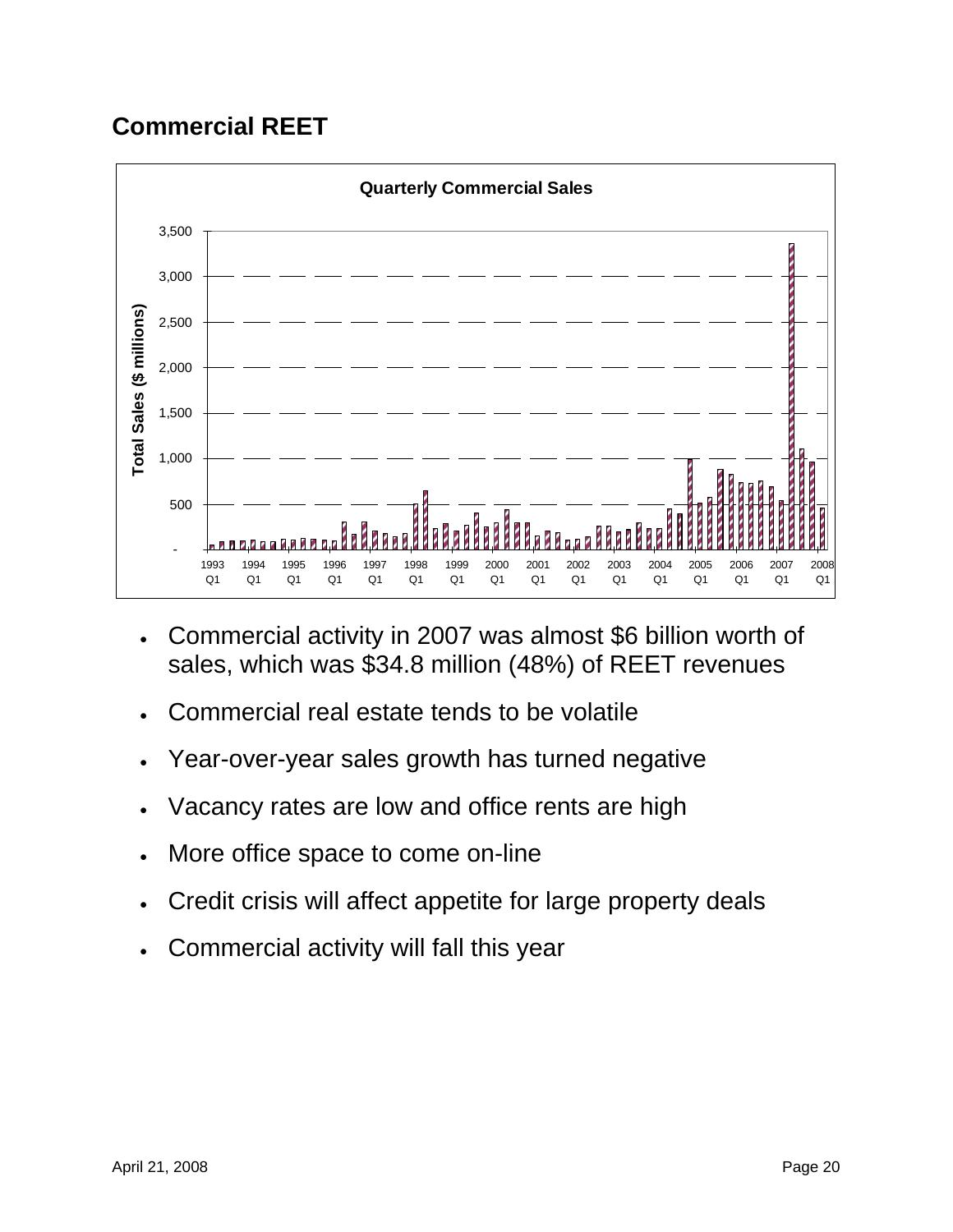## Commercial REET

Quarterly Commercial Sales

Total Sales ($ millions)

3,500
3,000
2,500
2,000
1,500
1,000
500
-

1993 Q1
1994 Q1
1995 Q1
1996 Q1
1997 Q1
1998 Q1
1999 Q1
2000 Q1
2001 Q1
2002 Q1
2003 Q1
2004 Q1
2005 Q1
2006 Q1
2007 Q1
2008 Q1

- Commercial activity in 2007 was almost $6 billion worth of sales, which was $34.8 million (48%) of REET revenues
- Commercial real estate tends to be volatile
- Year-over-year sales growth has turned negative
- Vacancy rates are low and office rents are high
- More office space to come on-line
- Credit crisis will affect appetite for large property deals
- Commercial activity will fall this year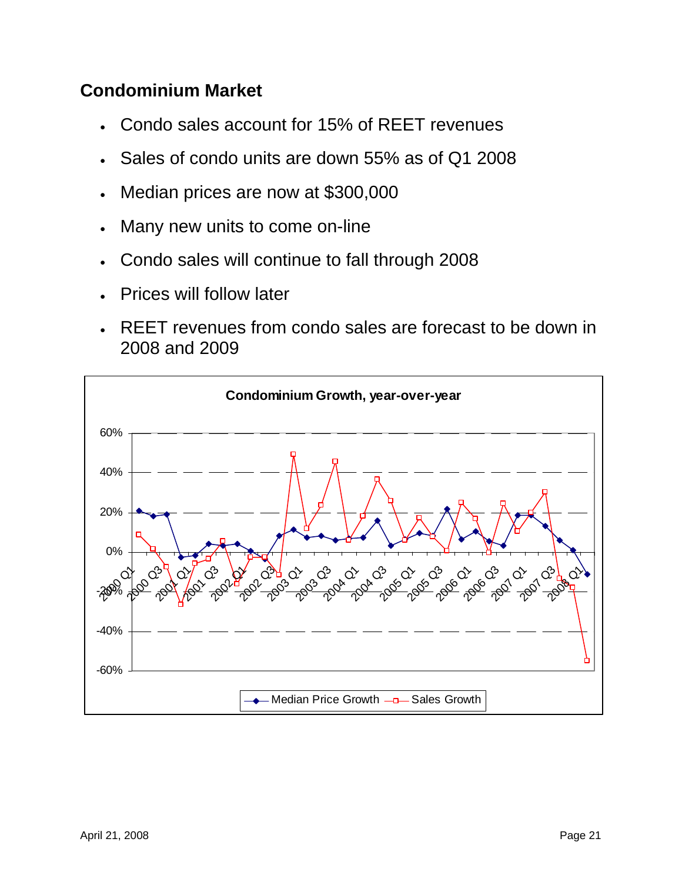## Condominium Market

- Condo sales account for 15% of REET revenues
- Sales of condo units are down 55% as of Q1 2008
- Median prices are now at $300,000
- Many new units to come on-line
- Condo sales will continue to fall through 2008
- Prices will follow later
- REET revenues from condo sales are forecast to be down in 2008 and 2009

Condominium Growth, year-over-year

60%
40%
20%
0%
-20%
-40%
-60%

2000 Q1
2000 Q3
2001 Q1
2001 Q3
2002 Q1
2002 Q3
2003 Q1
2003 Q3
2004 Q1
2004 Q3
2005 Q1
2005 Q3
2006 Q1
2006 Q3
2007 Q1
2007 Q3
2008 Q1

Median Price Growth
Sales Growth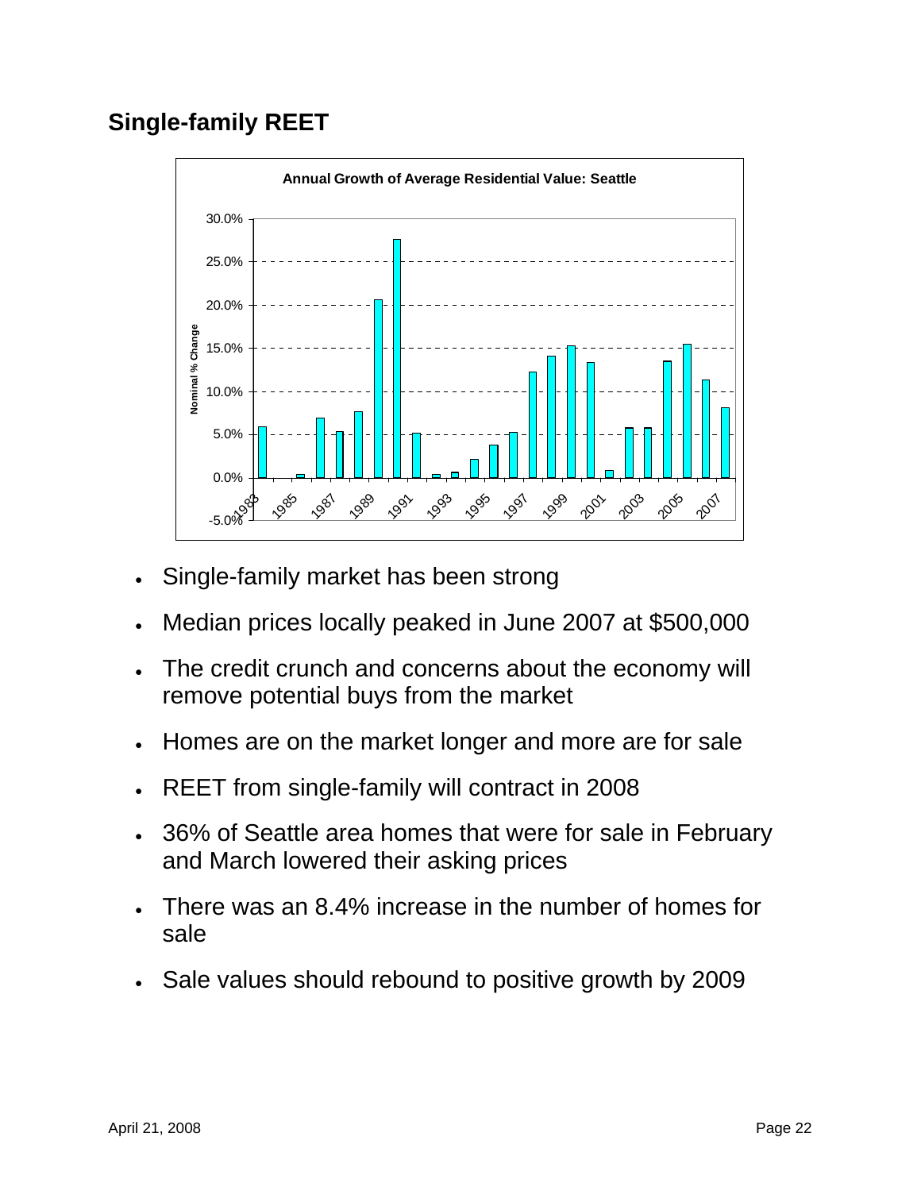## Single-family REET

Annual Growth of Average Residential Value: Seattle

Nominal % Change

30.0%
25.0%
20.0%
15.0%
10.0%
5.0%
0.0%
-5.0%

1983
1985
1987
1989
1991
1993
1995
1997
1999
2001
2003
2005
2007

- Single-family market has been strong
- Median prices locally peaked in June 2007 at $500,000
- The credit crunch and concerns about the economy will remove potential buys from the market
- Homes are on the market longer and more are for sale
- REET from single-family will contract in 2008
- 36% of Seattle area homes that were for sale in February and March lowered their asking prices
- There was an 8.4% increase in the number of homes for sale
- Sale values should rebound to positive growth by 2009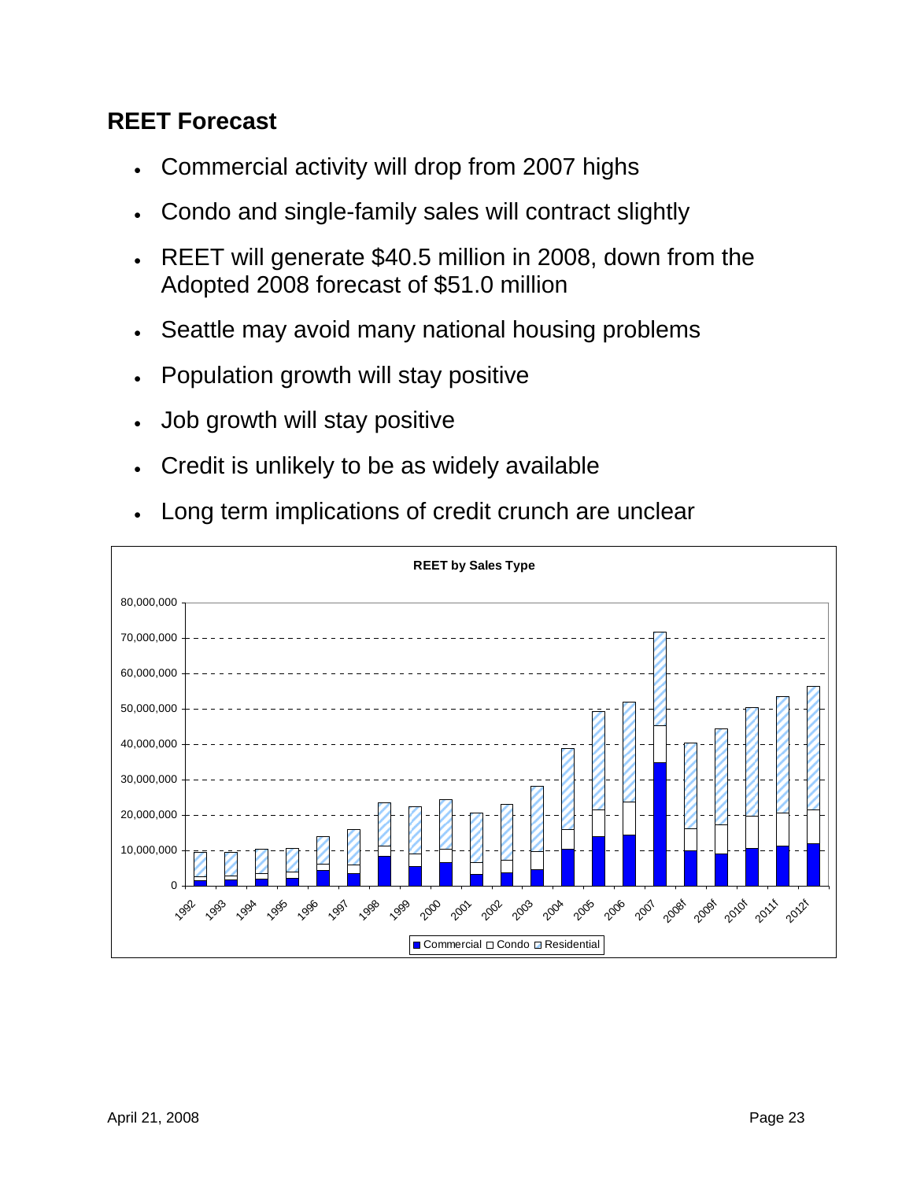## REET Forecast

- Commercial activity will drop from 2007 highs
- Condo and single-family sales will contract slightly
- REET will generate $40.5 million in 2008, down from the Adopted 2008 forecast of $51.0 million
- Seattle may avoid many national housing problems
- Population growth will stay positive
- Job growth will stay positive
- Credit is unlikely to be as widely available
- Long term implications of credit crunch are unclear

REET by Sales Type

80,000,000
70,000,000
60,000,000
50,000,000
40,000,000
30,000,000
20,000,000
10,000,000
0

1992 1993 1994 1995 1996 1997 1998 1999 2000 2001 2002 2003 2004 2005 2006 2007 2008f 2009f 2010f 2011f 2012f

Commercial Condo Residential

April 21, 2008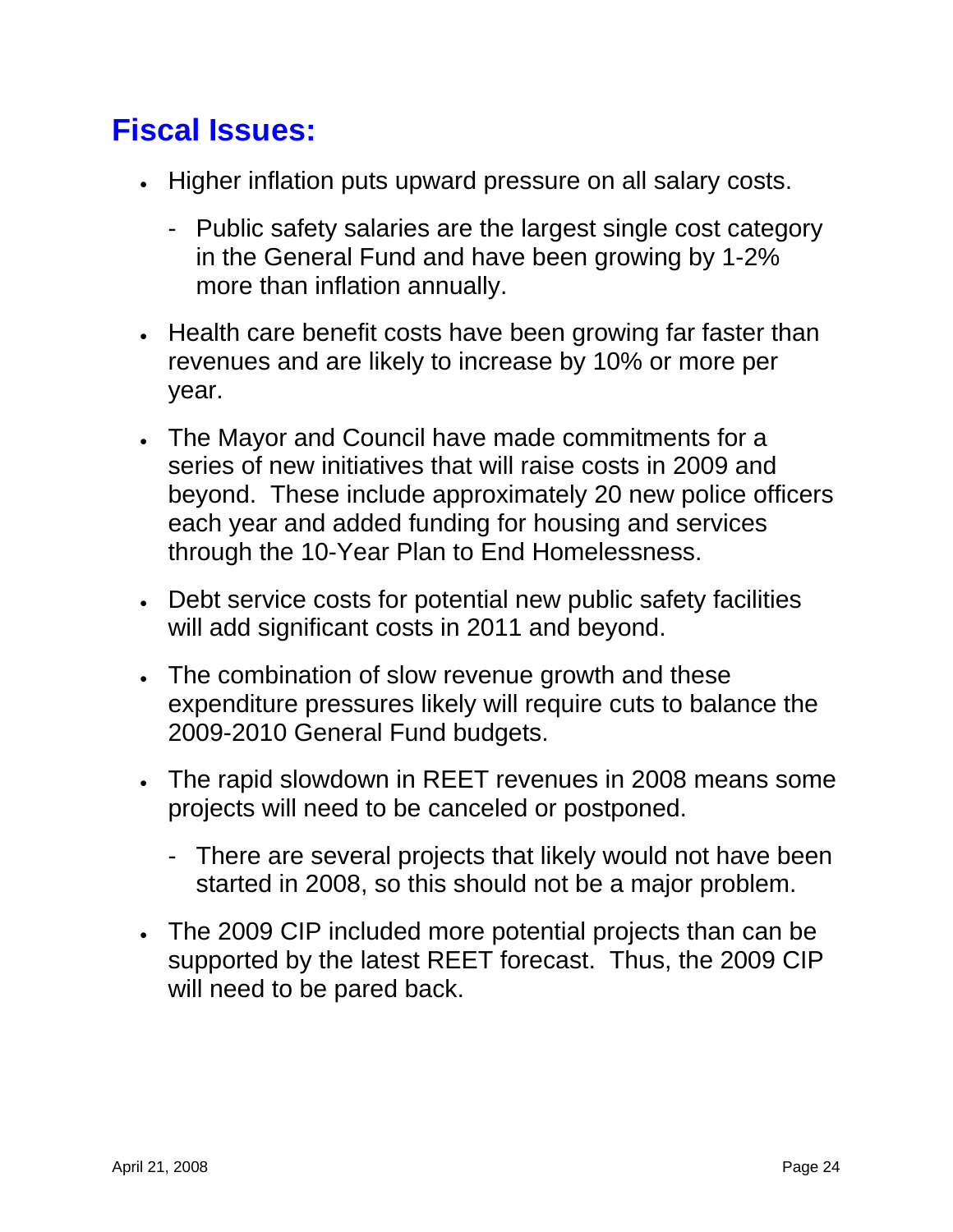## Fiscal Issues:

- Higher inflation puts upward pressure on all salary costs.
  - Public safety salaries are the largest single cost category in the General Fund and have been growing by 1-2% more than inflation annually.
- Health care benefit costs have been growing far faster than revenues and are likely to increase by 10% or more per year.
- The Mayor and Council have made commitments for a series of new initiatives that will raise costs in 2009 and beyond. These include approximately 20 new police officers each year and added funding for housing and services through the 10-Year Plan to End Homelessness.
- Debt service costs for potential new public safety facilities will add significant costs in 2011 and beyond.
- The combination of slow revenue growth and these expenditure pressures likely will require cuts to balance the 2009-2010 General Fund budgets.
- The rapid slowdown in REET revenues in 2008 means some projects will need to be canceled or postponed.
  - There are several projects that likely would not have been started in 2008, so this should not be a major problem.
- The 2009 CIP included more potential projects than can be supported by the latest REET forecast. Thus, the 2009 CIP will need to be pared back.

April 21, 2008